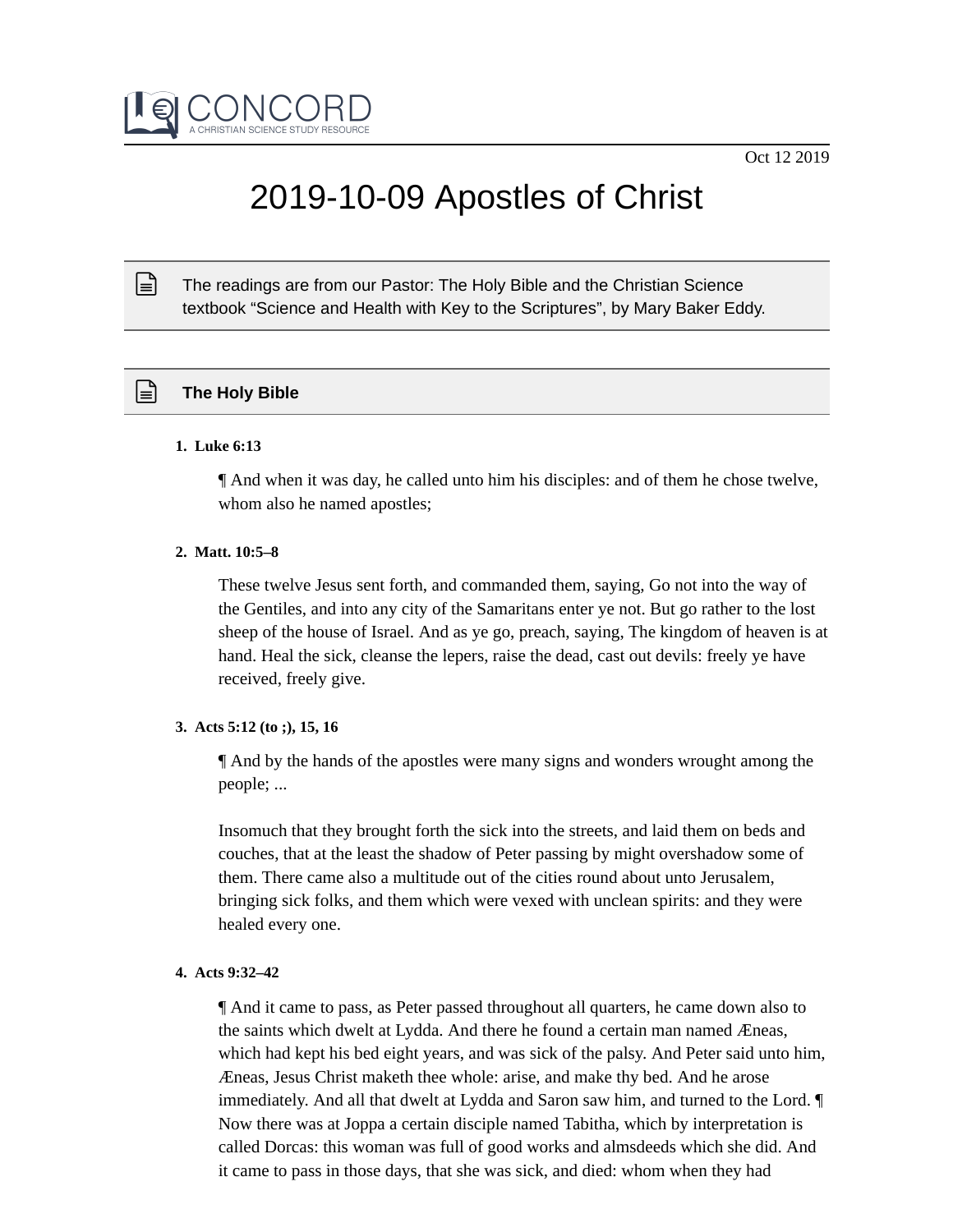Oct 12 2019

# 2019-10-09 Apostles of Christ

The readings are from our Pastor: The Holy Bible and the Christian Science textbook “Science and Health with Key to the Scriptures”, by Mary Baker Eddy.

## The Holy Bible

1. **Luke 6:13**

   ¶ And when it was day, he called unto him his disciples: and of them he chose twelve, whom also he named apostles;

2. **Matt. 10:5–8**

   These twelve Jesus sent forth, and commanded them, saying, Go not into the way of the Gentiles, and into any city of the Samaritans enter ye not. But go rather to the lost sheep of the house of Israel. And as ye go, preach, saying, The kingdom of heaven is at hand. Heal the sick, cleanse the lepers, raise the dead, cast out devils: freely ye have received, freely give.

3. **Acts 5:12 (to ;), 15, 16**

   ¶ And by the hands of the apostles were many signs and wonders wrought among the people; ...

   Insomuch that they brought forth the sick into the streets, and laid them on beds and couches, that at the least the shadow of Peter passing by might overshadow some of them. There came also a multitude out of the cities round about unto Jerusalem, bringing sick folks, and them which were vexed with unclean spirits: and they were healed every one.

4. **Acts 9:32–42**

   ¶ And it came to pass, as Peter passed throughout all quarters, he came down also to the saints which dwelt at Lydda. And there he found a certain man named Æneas, which had kept his bed eight years, and was sick of the palsy. And Peter said unto him, Æneas, Jesus Christ maketh thee whole: arise, and make thy bed. And he arose immediately. And all that dwelt at Lydda and Saron saw him, and turned to the Lord. ¶ Now there was at Joppa a certain disciple named Tabitha, which by interpretation is called Dorcas: this woman was full of good works and almsdeeds which she did. And it came to pass in those days, that she was sick, and died: whom when they had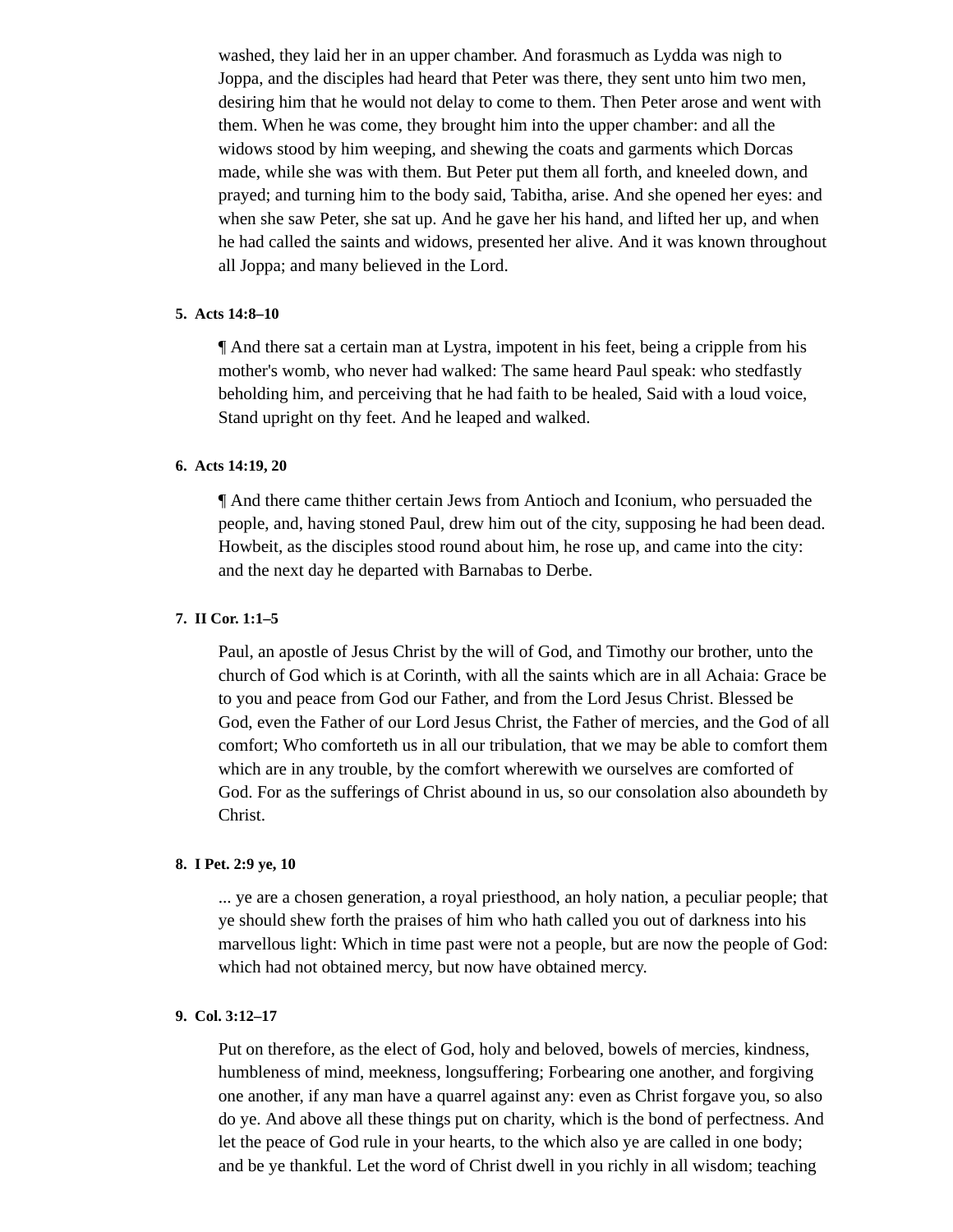washed, they laid her in an upper chamber. And forasmuch as Lydda was nigh to Joppa, and the disciples had heard that Peter was there, they sent unto him two men, desiring him that he would not delay to come to them. Then Peter arose and went with them. When he was come, they brought him into the upper chamber: and all the widows stood by him weeping, and shewing the coats and garments which Dorcas made, while she was with them. But Peter put them all forth, and kneeled down, and prayed; and turning him to the body said, Tabitha, arise. And she opened her eyes: and when she saw Peter, she sat up. And he gave her his hand, and lifted her up, and when he had called the saints and widows, presented her alive. And it was known throughout all Joppa; and many believed in the Lord.

5. **Acts 14:8–10**

   ¶ And there sat a certain man at Lystra, impotent in his feet, being a cripple from his mother's womb, who never had walked: The same heard Paul speak: who stedfastly beholding him, and perceiving that he had faith to be healed, Said with a loud voice, Stand upright on thy feet. And he leaped and walked.

6. **Acts 14:19, 20**

   ¶ And there came thither certain Jews from Antioch and Iconium, who persuaded the people, and, having stoned Paul, drew him out of the city, supposing he had been dead. Howbeit, as the disciples stood round about him, he rose up, and came into the city: and the next day he departed with Barnabas to Derbe.

7. **II Cor. 1:1–5**

   Paul, an apostle of Jesus Christ by the will of God, and Timothy our brother, unto the church of God which is at Corinth, with all the saints which are in all Achaia: Grace be to you and peace from God our Father, and from the Lord Jesus Christ. Blessed be God, even the Father of our Lord Jesus Christ, the Father of mercies, and the God of all comfort; Who comforteth us in all our tribulation, that we may be able to comfort them which are in any trouble, by the comfort wherewith we ourselves are comforted of God. For as the sufferings of Christ abound in us, so our consolation also aboundeth by Christ.

8. **I Pet. 2:9 ye, 10**

   ... ye are a chosen generation, a royal priesthood, an holy nation, a peculiar people; that ye should shew forth the praises of him who hath called you out of darkness into his marvellous light: Which in time past were not a people, but are now the people of God: which had not obtained mercy, but now have obtained mercy.

9. **Col. 3:12–17**

   Put on therefore, as the elect of God, holy and beloved, bowels of mercies, kindness, humbleness of mind, meekness, longsuffering; Forbearing one another, and forgiving one another, if any man have a quarrel against any: even as Christ forgave you, so also do ye. And above all these things put on charity, which is the bond of perfectness. And let the peace of God rule in your hearts, to the which also ye are called in one body; and be ye thankful. Let the word of Christ dwell in you richly in all wisdom; teaching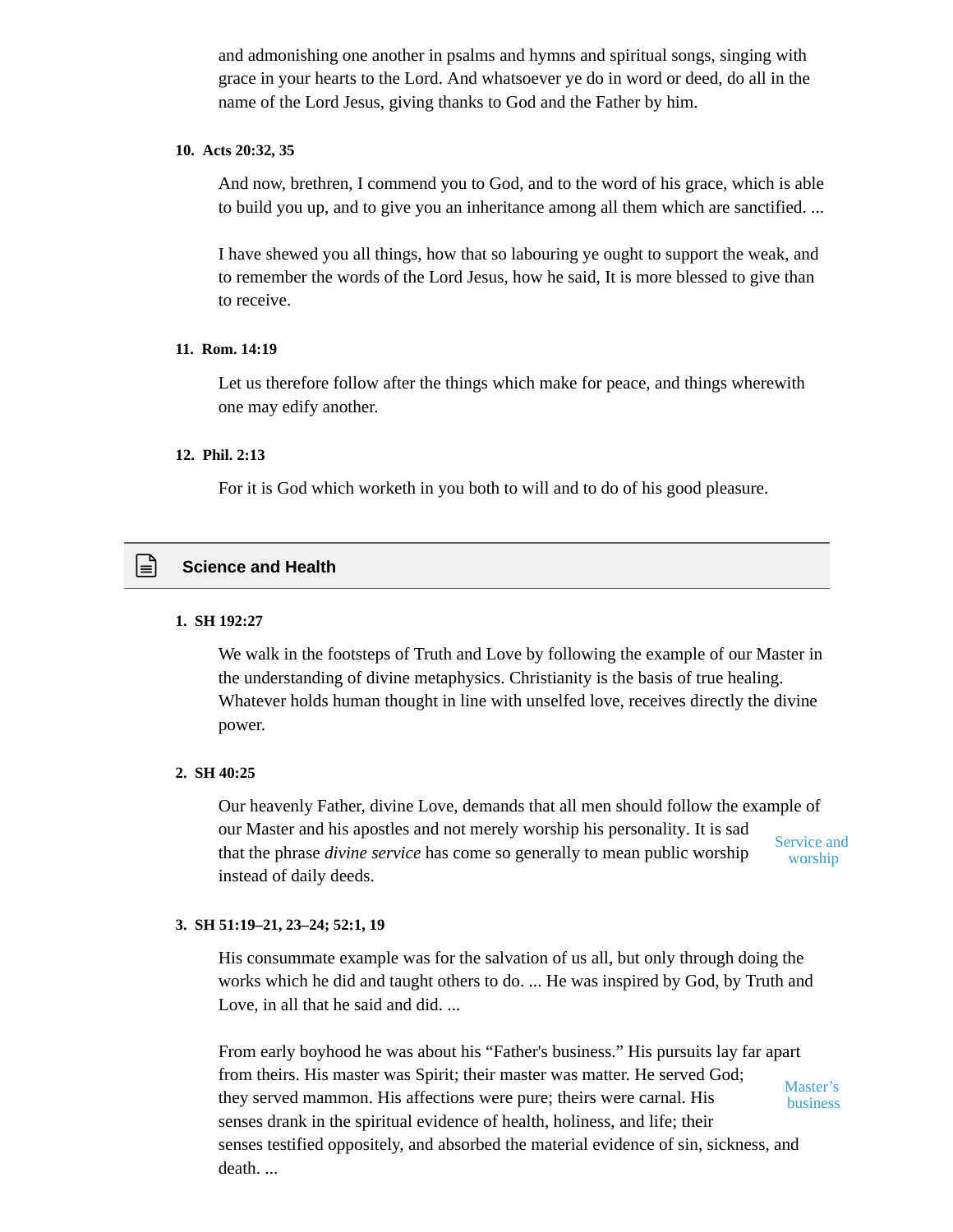and admonishing one another in psalms and hymns and spiritual songs, singing with grace in your hearts to the Lord. And whatsoever ye do in word or deed, do all in the name of the Lord Jesus, giving thanks to God and the Father by him.

**10. Acts 20:32, 35**

And now, brethren, I commend you to God, and to the word of his grace, which is able to build you up, and to give you an inheritance among all them which are sanctified. ...

I have shewed you all things, how that so labouring ye ought to support the weak, and to remember the words of the Lord Jesus, how he said, It is more blessed to give than to receive.

**11. Rom. 14:19**

Let us therefore follow after the things which make for peace, and things wherewith one may edify another.

**12. Phil. 2:13**

For it is God which worketh in you both to will and to do of his good pleasure.

## Science and Health

**1. SH 192:27**

We walk in the footsteps of Truth and Love by following the example of our Master in the understanding of divine metaphysics. Christianity is the basis of true healing. Whatever holds human thought in line with unselfed love, receives directly the divine power.

**2. SH 40:25**

Service and worship

Our heavenly Father, divine Love, demands that all men should follow the example of our Master and his apostles and not merely worship his personality. It is sad that the phrase *divine service* has come so generally to mean public worship instead of daily deeds.

**3. SH 51:19–21, 23–24; 52:1, 19**

His consummate example was for the salvation of us all, but only through doing the works which he did and taught others to do. ... He was inspired by God, by Truth and Love, in all that he said and did. ...

Master's business

From early boyhood he was about his "Father's business." His pursuits lay far apart from theirs. His master was Spirit; their master was matter. He served God; they served mammon. His affections were pure; theirs were carnal. His senses drank in the spiritual evidence of health, holiness, and life; their senses testified oppositely, and absorbed the material evidence of sin, sickness, and death. ...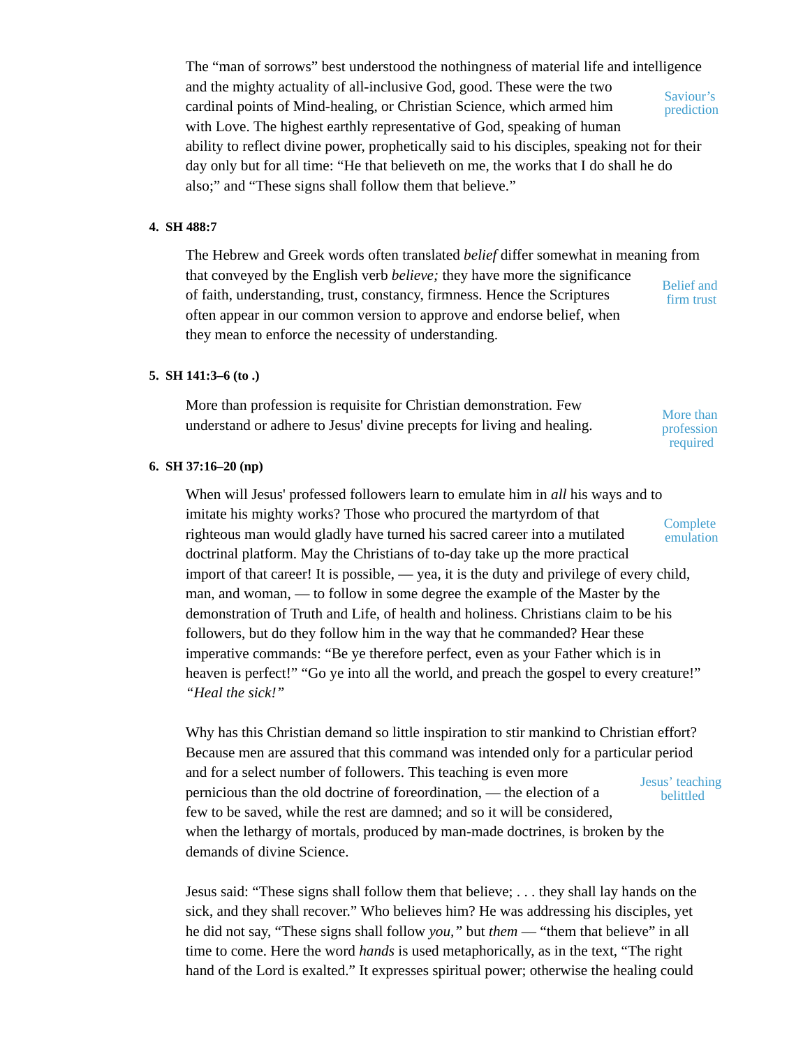The “man of sorrows” best understood the nothingness of material life and intelligence and the mighty actuality of all-inclusive God, good. These were the two cardinal points of Mind-healing, or Christian Science, which armed him with Love. The highest earthly representative of God, speaking of human ability to reflect divine power, prophetically said to his disciples, speaking not for their day only but for all time: “He that believeth on me, the works that I do shall he do also;” and “These signs shall follow them that believe.”

Saviour’s prediction

**4. SH 488:7**

The Hebrew and Greek words often translated *belief* differ somewhat in meaning from that conveyed by the English verb *believe;* they have more the significance of faith, understanding, trust, constancy, firmness. Hence the Scriptures often appear in our common version to approve and endorse belief, when they mean to enforce the necessity of understanding.

Belief and firm trust

**5. SH 141:3–6 (to .)**

More than profession is requisite for Christian demonstration. Few understand or adhere to Jesus' divine precepts for living and healing.

More than profession required

**6. SH 37:16–20 (np)**

When will Jesus' professed followers learn to emulate him in *all* his ways and to imitate his mighty works? Those who procured the martyrdom of that righteous man would gladly have turned his sacred career into a mutilated doctrinal platform. May the Christians of to-day take up the more practical import of that career! It is possible, — yea, it is the duty and privilege of every child, man, and woman, — to follow in some degree the example of the Master by the demonstration of Truth and Life, of health and holiness. Christians claim to be his followers, but do they follow him in the way that he commanded? Hear these imperative commands: “Be ye therefore perfect, even as your Father which is in heaven is perfect!” “Go ye into all the world, and preach the gospel to every creature!” *“Heal the sick!”*

Complete emulation

Why has this Christian demand so little inspiration to stir mankind to Christian effort? Because men are assured that this command was intended only for a particular period and for a select number of followers. This teaching is even more pernicious than the old doctrine of foreordination, — the election of a few to be saved, while the rest are damned; and so it will be considered, when the lethargy of mortals, produced by man-made doctrines, is broken by the demands of divine Science.

Jesus’ teaching belittled

Jesus said: “These signs shall follow them that believe; . . . they shall lay hands on the sick, and they shall recover.” Who believes him? He was addressing his disciples, yet he did not say, “These signs shall follow *you,”* but *them* — “them that believe” in all time to come. Here the word *hands* is used metaphorically, as in the text, “The right hand of the Lord is exalted.” It expresses spiritual power; otherwise the healing could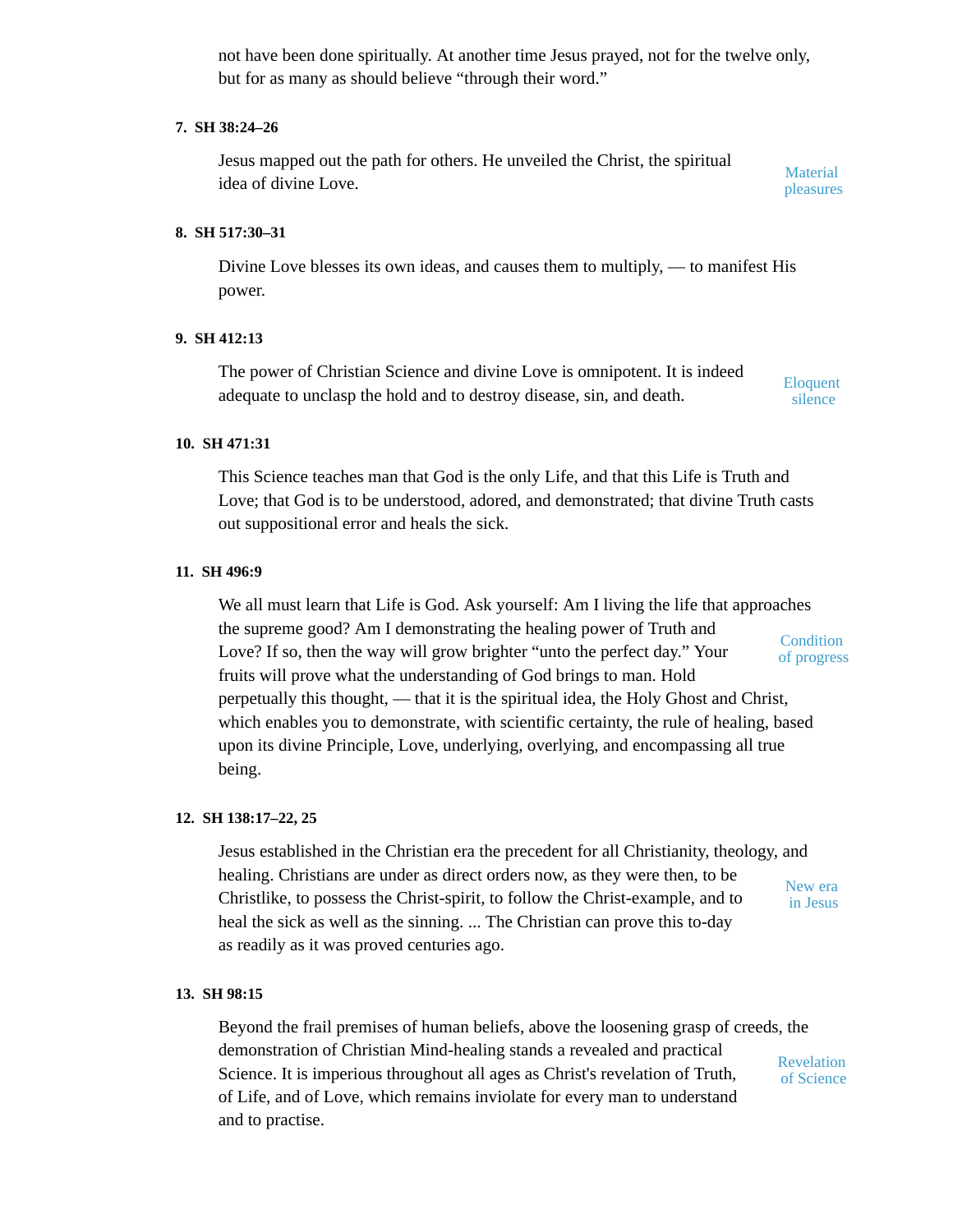not have been done spiritually. At another time Jesus prayed, not for the twelve only, but for as many as should believe "through their word."

**7. SH 38:24–26**

Jesus mapped out the path for others. He unveiled the Christ, the spiritual idea of divine Love.

Material pleasures

**8. SH 517:30–31**

Divine Love blesses its own ideas, and causes them to multiply, — to manifest His power.

**9. SH 412:13**

The power of Christian Science and divine Love is omnipotent. It is indeed adequate to unclasp the hold and to destroy disease, sin, and death.

Eloquent silence

**10. SH 471:31**

This Science teaches man that God is the only Life, and that this Life is Truth and Love; that God is to be understood, adored, and demonstrated; that divine Truth casts out suppositional error and heals the sick.

**11. SH 496:9**

We all must learn that Life is God. Ask yourself: Am I living the life that approaches the supreme good? Am I demonstrating the healing power of Truth and Love? If so, then the way will grow brighter "unto the perfect day." Your fruits will prove what the understanding of God brings to man. Hold perpetually this thought, — that it is the spiritual idea, the Holy Ghost and Christ, which enables you to demonstrate, with scientific certainty, the rule of healing, based upon its divine Principle, Love, underlying, overlying, and encompassing all true being.

Condition of progress

**12. SH 138:17–22, 25**

Jesus established in the Christian era the precedent for all Christianity, theology, and healing. Christians are under as direct orders now, as they were then, to be Christlike, to possess the Christ-spirit, to follow the Christ-example, and to heal the sick as well as the sinning. ... The Christian can prove this to-day as readily as it was proved centuries ago.

New era in Jesus

**13. SH 98:15**

Beyond the frail premises of human beliefs, above the loosening grasp of creeds, the demonstration of Christian Mind-healing stands a revealed and practical Science. It is imperious throughout all ages as Christ's revelation of Truth, of Life, and of Love, which remains inviolate for every man to understand and to practise.

Revelation of Science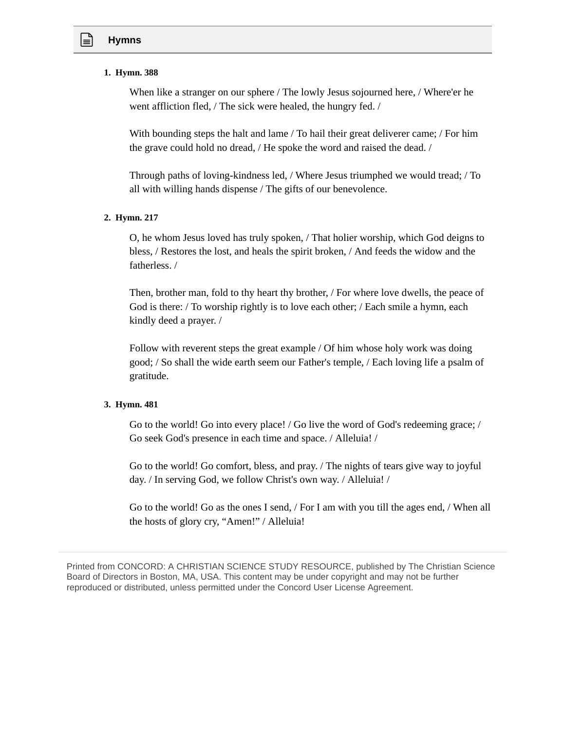## Hymns

1. **Hymn. 388**

   When like a stranger on our sphere / The lowly Jesus sojourned here, / Where'er he went affliction fled, / The sick were healed, the hungry fed. /

   With bounding steps the halt and lame / To hail their great deliverer came; / For him the grave could hold no dread, / He spoke the word and raised the dead. /

   Through paths of loving-kindness led, / Where Jesus triumphed we would tread; / To all with willing hands dispense / The gifts of our benevolence.

2. **Hymn. 217**

   O, he whom Jesus loved has truly spoken, / That holier worship, which God deigns to bless, / Restores the lost, and heals the spirit broken, / And feeds the widow and the fatherless. /

   Then, brother man, fold to thy heart thy brother, / For where love dwells, the peace of God is there: / To worship rightly is to love each other; / Each smile a hymn, each kindly deed a prayer. /

   Follow with reverent steps the great example / Of him whose holy work was doing good; / So shall the wide earth seem our Father's temple, / Each loving life a psalm of gratitude.

3. **Hymn. 481**

   Go to the world! Go into every place! / Go live the word of God's redeeming grace; / Go seek God's presence in each time and space. / Alleluia! /

   Go to the world! Go comfort, bless, and pray. / The nights of tears give way to joyful day. / In serving God, we follow Christ's own way. / Alleluia! /

   Go to the world! Go as the ones I send, / For I am with you till the ages end, / When all the hosts of glory cry, “Amen!” / Alleluia!

Printed from CONCORD: A CHRISTIAN SCIENCE STUDY RESOURCE, published by The Christian Science Board of Directors in Boston, MA, USA. This content may be under copyright and may not be further reproduced or distributed, unless permitted under the Concord User License Agreement.